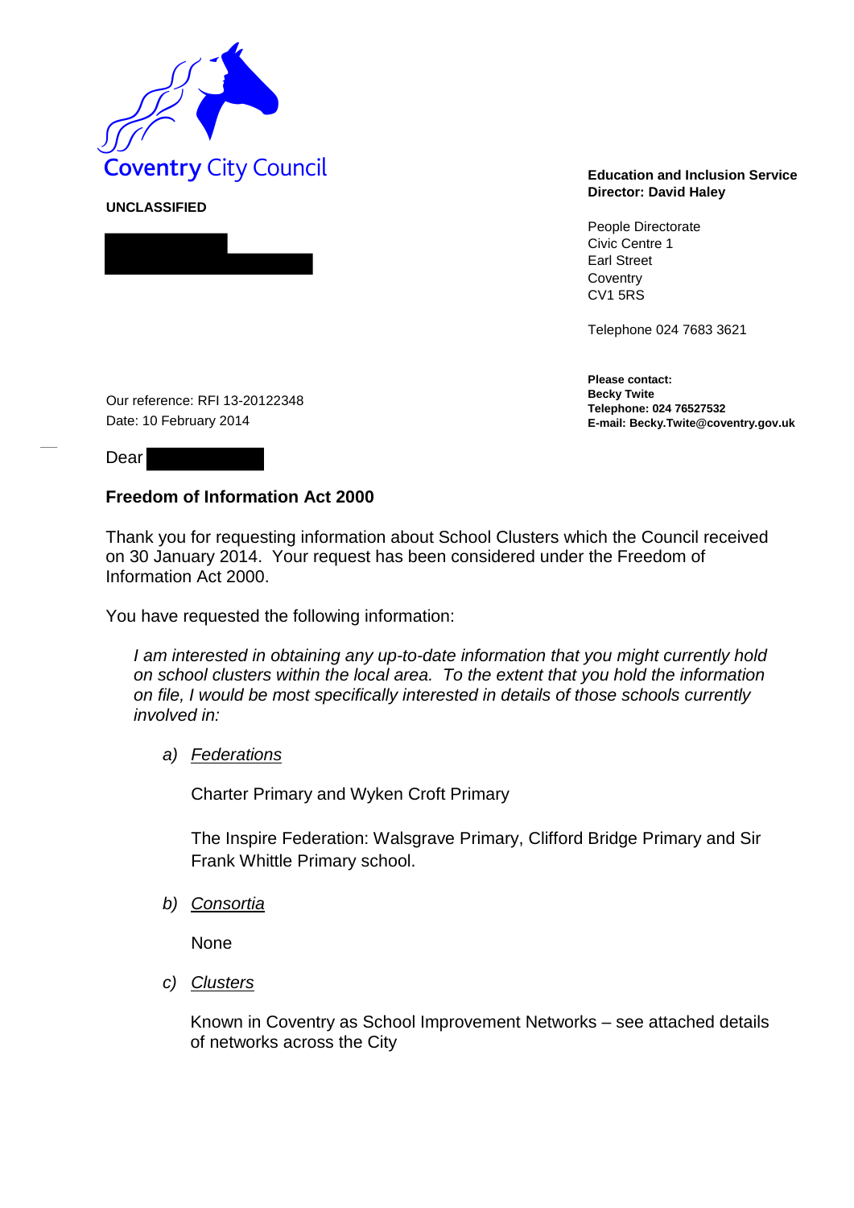Coventry City Council

**UNCLASSIFIED**

**Education and Inclusion Service**
**Director: David Haley**

People Directorate
Civic Centre 1
Earl Street
Coventry
CV1 5RS

Telephone 024 7683 3621

**Please contact:**
**Becky Twite**
**Telephone: 024 76527532**
**E-mail: Becky.Twite@coventry.gov.uk**

Our reference: RFI 13-20122348
Date: 10 February 2014

Dear

**Freedom of Information Act 2000**

Thank you for requesting information about School Clusters which the Council received on 30 January 2014. Your request has been considered under the Freedom of Information Act 2000.

You have requested the following information:

> *I am interested in obtaining any up-to-date information that you might currently hold on school clusters within the local area. To the extent that you hold the information on file, I would be most specifically interested in details of those schools currently involved in:*

*a) Federations*

Charter Primary and Wyken Croft Primary

The Inspire Federation: Walsgrave Primary, Clifford Bridge Primary and Sir Frank Whittle Primary school.

*b) Consortia*

None

*c) Clusters*

Known in Coventry as School Improvement Networks – see attached details of networks across the City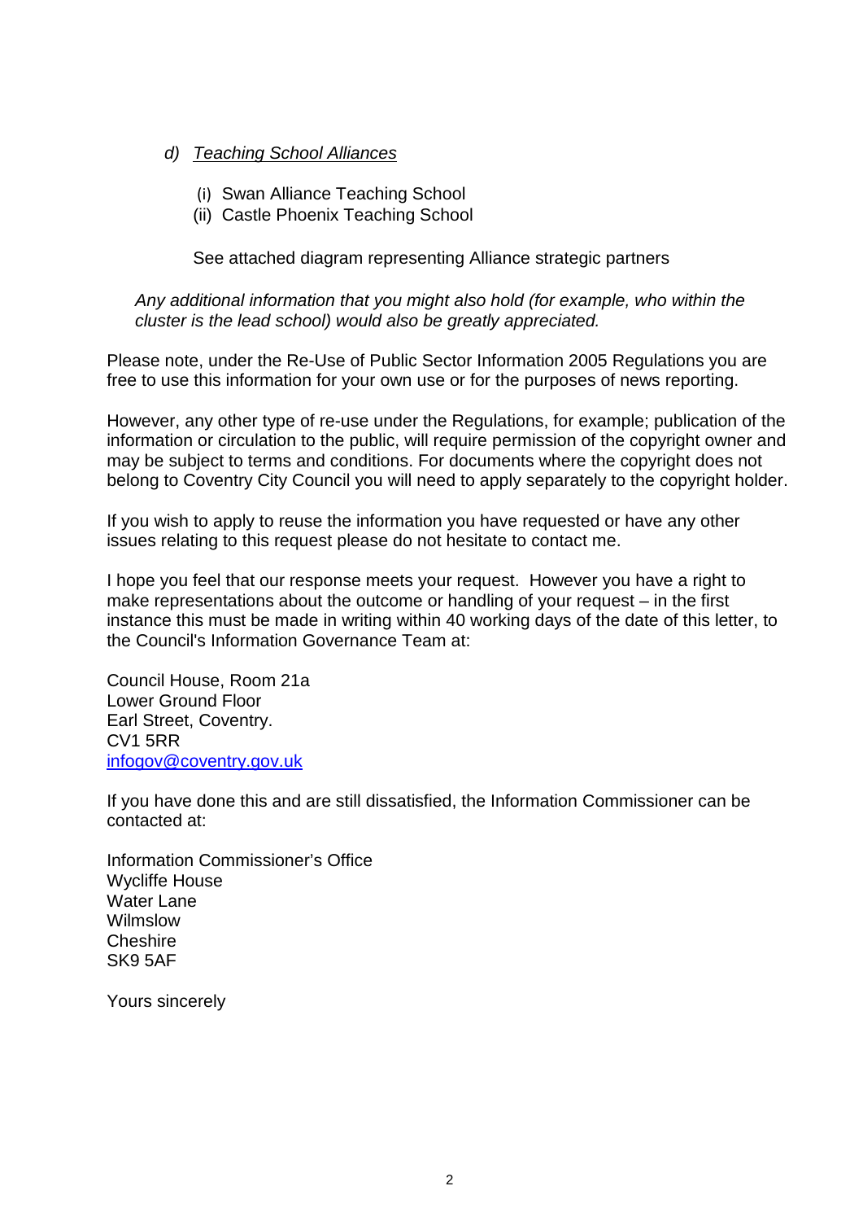d) *Teaching School Alliances*

   (i) Swan Alliance Teaching School
   (ii) Castle Phoenix Teaching School

   See attached diagram representing Alliance strategic partners

*Any additional information that you might also hold (for example, who within the cluster is the lead school) would also be greatly appreciated.*

Please note, under the Re-Use of Public Sector Information 2005 Regulations you are free to use this information for your own use or for the purposes of news reporting.

However, any other type of re-use under the Regulations, for example; publication of the information or circulation to the public, will require permission of the copyright owner and may be subject to terms and conditions. For documents where the copyright does not belong to Coventry City Council you will need to apply separately to the copyright holder.

If you wish to apply to reuse the information you have requested or have any other issues relating to this request please do not hesitate to contact me.

I hope you feel that our response meets your request. However you have a right to make representations about the outcome or handling of your request – in the first instance this must be made in writing within 40 working days of the date of this letter, to the Council's Information Governance Team at:

Council House, Room 21a
Lower Ground Floor
Earl Street, Coventry.
CV1 5RR
infogov@coventry.gov.uk

If you have done this and are still dissatisfied, the Information Commissioner can be contacted at:

Information Commissioner's Office
Wycliffe House
Water Lane
Wilmslow
Cheshire
SK9 5AF

Yours sincerely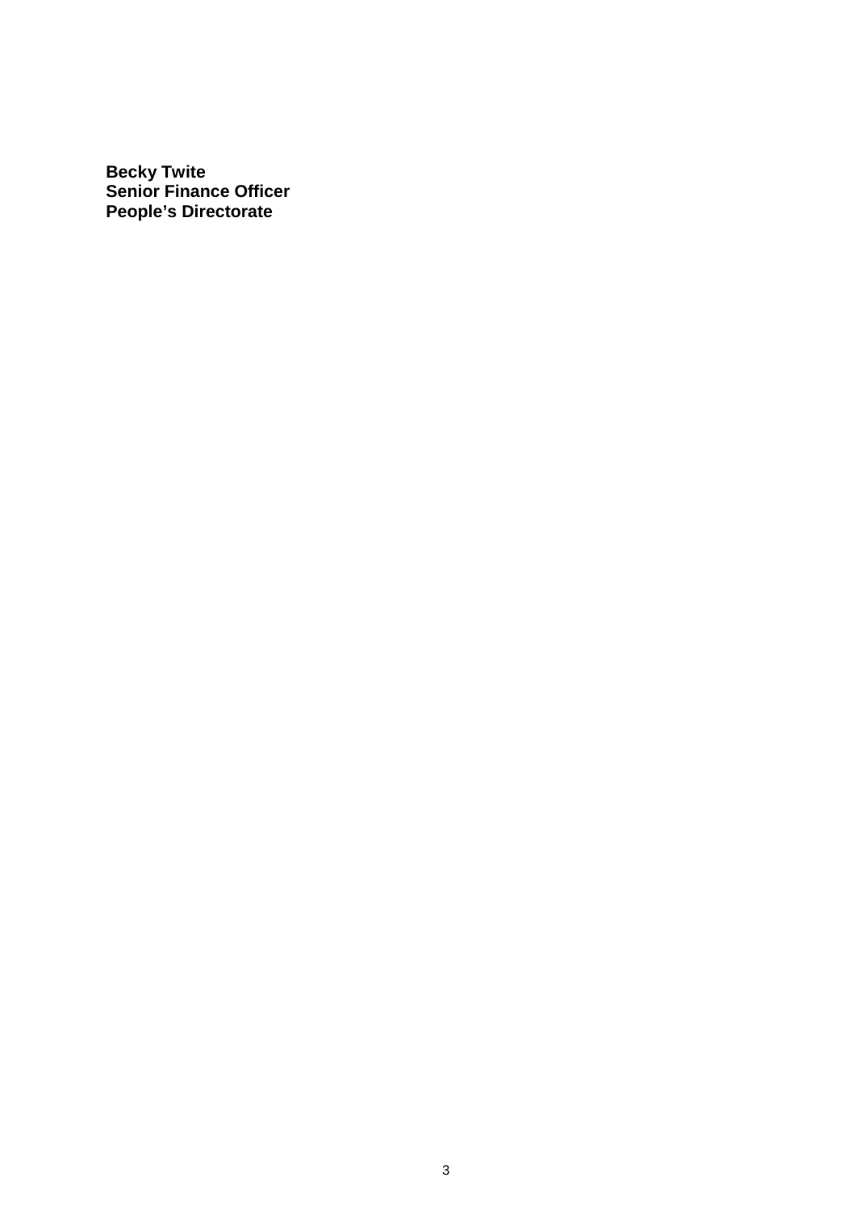**Becky Twite**
**Senior Finance Officer**
**People’s Directorate**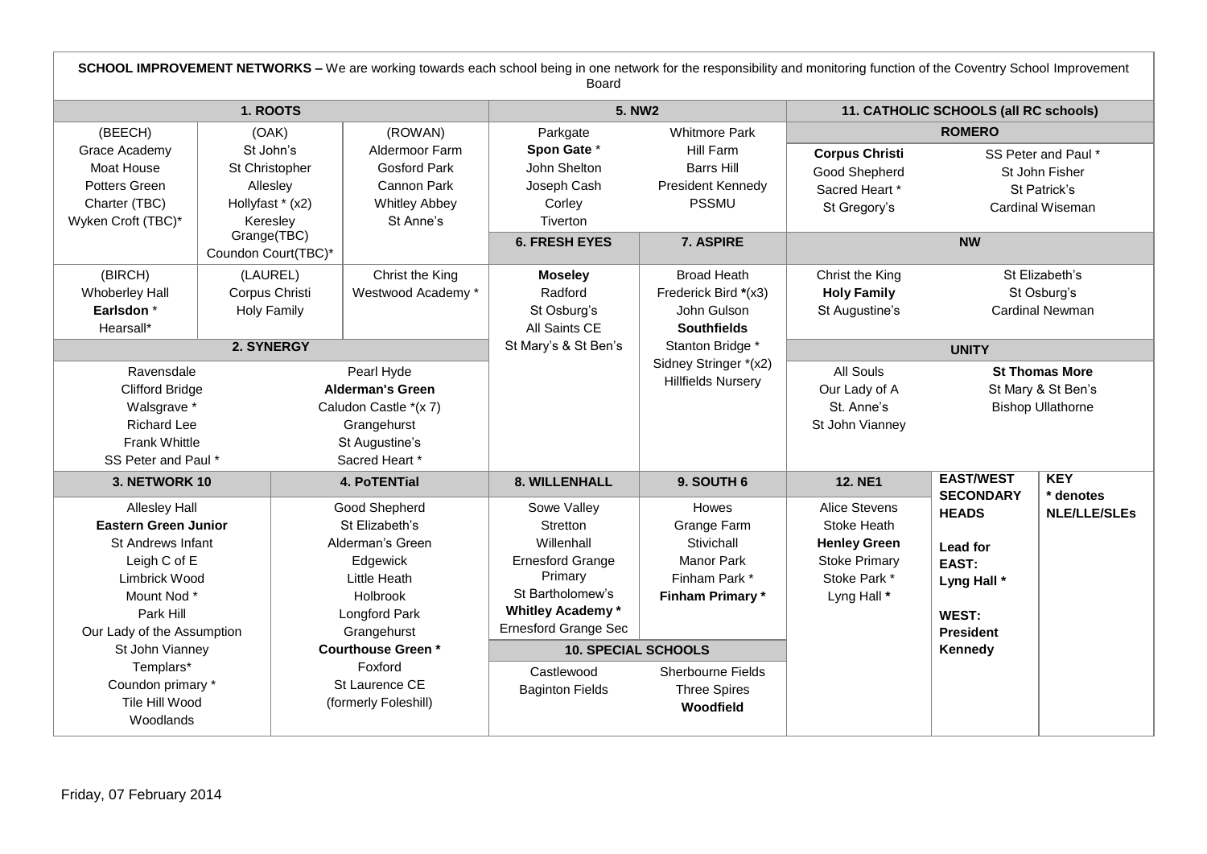**SCHOOL IMPROVEMENT NETWORKS –** We are working towards each school being in one network for the responsibility and monitoring function of the Coventry School Improvement Board

## 1. ROOTS

| (BEECH) | (OAK) | (ROWAN) |
|---|---|---|
| Grace Academy<br>Moat House<br>Potters Green<br>Charter (TBC)<br>Wyken Croft (TBC)* | St John's<br>St Christopher<br>Allesley<br>Hollyfast * (x2)<br>Keresley<br>Grange(TBC)<br>Coundon Court(TBC)* | Aldermoor Farm<br>Gosford Park<br>Cannon Park<br>Whitley Abbey<br>St Anne's |
| (BIRCH) | (LAUREL) | Christ the King |
| Whoberley Hall<br>**Earlsdon** *<br>Hearsall* | Corpus Christi<br>Holy Family | Westwood Academy * |

## 2. SYNERGY

| | |
|---|---|
| Ravensdale | Pearl Hyde |
| Clifford Bridge | **Alderman's Green** |
| Walsgrave * | Caludon Castle *(x 7) |
| Richard Lee | Grangehurst |
| Frank Whittle | St Augustine's |
| SS Peter and Paul * | Sacred Heart * |

## 3. NETWORK 10

Allesley Hall
**Eastern Green Junior**
St Andrews Infant
Leigh C of E
Limbrick Wood
Mount Nod *
Park Hill
Our Lady of the Assumption
St John Vianney
Templars*
Coundon primary *
Tile Hill Wood
Woodlands

## 4. PoTENTial

Good Shepherd
St Elizabeth's
Alderman's Green
Edgewick
Little Heath
Holbrook
Longford Park
Grangehurst
**Courthouse Green** *
Foxford
St Laurence CE
(formerly Foleshill)

## 5. NW2

| | |
|---|---|
| Parkgate | Whitmore Park |
| **Spon Gate** * | Hill Farm |
| John Shelton | Barrs Hill |
| Joseph Cash | President Kennedy |
| Corley | PSSMU |
| Tiverton | |

## 6. FRESH EYES

**Moseley**
Radford
St Osburg's
All Saints CE
St Mary's & St Ben's

## 7. ASPIRE

Broad Heath
Frederick Bird *(x3)
John Gulson
**Southfields**
Stanton Bridge *
Sidney Stringer *(x2)
Hillfields Nursery

## 8. WILLENHALL

Sowe Valley
Stretton
Willenhall
Ernesford Grange Primary
St Bartholomew's
**Whitley Academy** *
Ernesford Grange Sec

## 9. SOUTH 6

Howes
Grange Farm
Stivichall
Manor Park
Finham Park *
**Finham Primary** *

## 10. SPECIAL SCHOOLS

| | |
|---|---|
| Castlewood | Sherbourne Fields |
| Baginton Fields | Three Spires |
| | **Woodfield** |

## 11. CATHOLIC SCHOOLS (all RC schools)

### ROMERO

| | |
|---|---|
| **Corpus Christi** | SS Peter and Paul * |
| Good Shepherd | St John Fisher |
| Sacred Heart * | St Patrick's |
| St Gregory's | Cardinal Wiseman |

### NW

| | |
|---|---|
| Christ the King | St Elizabeth's |
| **Holy Family** | St Osburg's |
| St Augustine's | Cardinal Newman |

### UNITY

| | |
|---|---|
| All Souls | **St Thomas More** |
| Our Lady of A | St Mary & St Ben's |
| St. Anne's | Bishop Ullathorne |
| St John Vianney | |

## 12. NE1

Alice Stevens
Stoke Heath
**Henley Green**
Stoke Primary
Stoke Park *
Lyng Hall *

## EAST/WEST SECONDARY HEADS

**Lead for EAST: Lyng Hall** *

**WEST: President Kennedy**

## KEY

**\* denotes NLE/LLE/SLEs**

Friday, 07 February 2014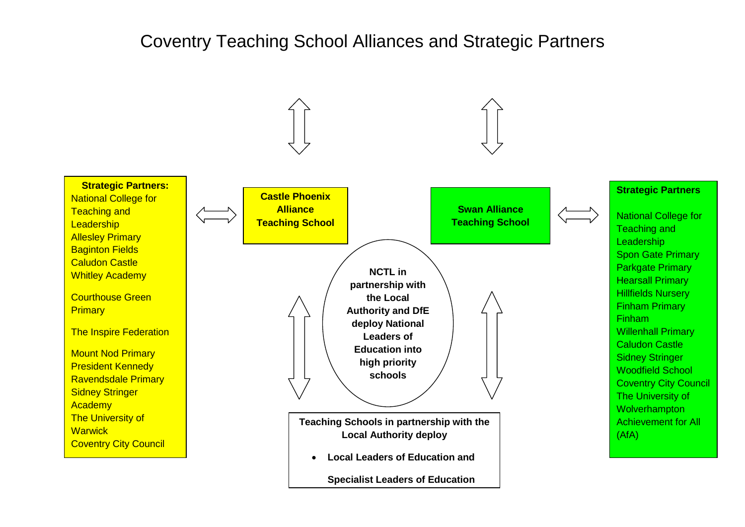# Coventry Teaching School Alliances and Strategic Partners

**Strategic Partners:**

National College for Teaching and Leadership
Allesley Primary
Baginton Fields
Caludon Castle
Whitley Academy

Courthouse Green Primary

The Inspire Federation

Mount Nod Primary
President Kennedy
Ravendsdale Primary
Sidney Stringer Academy
The University of Warwick
Coventry City Council

**Castle Phoenix Alliance Teaching School**

**Swan Alliance Teaching School**

**Strategic Partners**

National College for Teaching and Leadership
Spon Gate Primary
Parkgate Primary
Hearsall Primary
Hillfields Nursery
Finham Primary
Finham
Willenhall Primary
Caludon Castle
Sidney Stringer
Woodfield School
Coventry City Council
The University of Wolverhampton
Achievement for All (AfA)

**NCTL in partnership with the Local Authority and DfE deploy National Leaders of Education into high priority schools**

**Teaching Schools in partnership with the Local Authority deploy**

- **Local Leaders of Education and**

  **Specialist Leaders of Education**